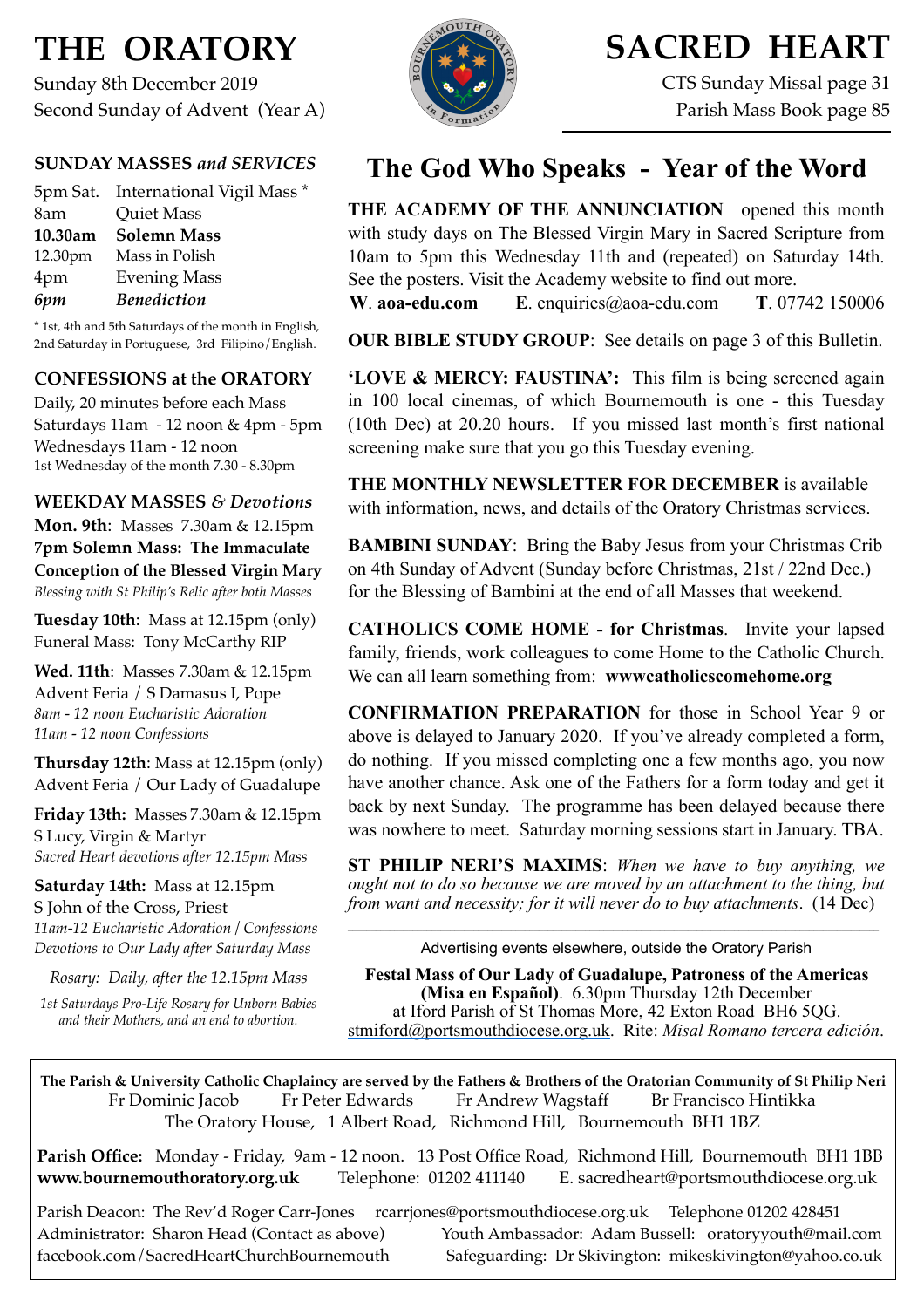# THE ORATORY

Sunday 8th December 2019
Second Sunday of Advent (Year A)

# SACRED HEART

CTS Sunday Missal page 31
Parish Mass Book page 85

## SUNDAY MASSES *and SERVICES*

| | |
|---|---|
| 5pm Sat. | International Vigil Mass * |
| 8am | Quiet Mass |
| **10.30am** | **Solemn Mass** |
| 12.30pm | Mass in Polish |
| 4pm | Evening Mass |
| ***6pm*** | ***Benediction*** |

\* 1st, 4th and 5th Saturdays of the month in English, 2nd Saturday in Portuguese, 3rd Filipino/English.

## CONFESSIONS at the ORATORY

Daily, 20 minutes before each Mass
Saturdays 11am - 12 noon & 4pm - 5pm
Wednesdays 11am - 12 noon
1st Wednesday of the month 7.30 - 8.30pm

## WEEKDAY MASSES *& Devotions*

**Mon. 9th**: Masses 7.30am & 12.15pm
**7pm Solemn Mass: The Immaculate Conception of the Blessed Virgin Mary**
*Blessing with St Philip's Relic after both Masses*

**Tuesday 10th**: Mass at 12.15pm (only)
Funeral Mass: Tony McCarthy RIP

**Wed. 11th**: Masses 7.30am & 12.15pm
Advent Feria / S Damasus I, Pope
*8am - 12 noon Eucharistic Adoration*
*11am - 12 noon Confessions*

**Thursday 12th**: Mass at 12.15pm (only)
Advent Feria / Our Lady of Guadalupe

**Friday 13th:** Masses 7.30am & 12.15pm
S Lucy, Virgin & Martyr
*Sacred Heart devotions after 12.15pm Mass*

**Saturday 14th:** Mass at 12.15pm
S John of the Cross, Priest
*11am-12 Eucharistic Adoration / Confessions*
*Devotions to Our Lady after Saturday Mass*

*Rosary: Daily, after the 12.15pm Mass*

*1st Saturdays Pro-Life Rosary for Unborn Babies and their Mothers, and an end to abortion.*

## The God Who Speaks - Year of the Word

**THE ACADEMY OF THE ANNUNCIATION** opened this month with study days on The Blessed Virgin Mary in Sacred Scripture from 10am to 5pm this Wednesday 11th and (repeated) on Saturday 14th. See the posters. Visit the Academy website to find out more.
**W**. **aoa-edu.com** **E**. enquiries@aoa-edu.com **T**. 07742 150006

**OUR BIBLE STUDY GROUP**: See details on page 3 of this Bulletin.

**'LOVE & MERCY: FAUSTINA':** This film is being screened again in 100 local cinemas, of which Bournemouth is one - this Tuesday (10th Dec) at 20.20 hours. If you missed last month's first national screening make sure that you go this Tuesday evening.

**THE MONTHLY NEWSLETTER FOR DECEMBER** is available with information, news, and details of the Oratory Christmas services.

**BAMBINI SUNDAY**: Bring the Baby Jesus from your Christmas Crib on 4th Sunday of Advent (Sunday before Christmas, 21st / 22nd Dec.) for the Blessing of Bambini at the end of all Masses that weekend.

**CATHOLICS COME HOME - for Christmas**. Invite your lapsed family, friends, work colleagues to come Home to the Catholic Church. We can all learn something from: **wwwcatholicscomehome.org**

**CONFIRMATION PREPARATION** for those in School Year 9 or above is delayed to January 2020. If you've already completed a form, do nothing. If you missed completing one a few months ago, you now have another chance. Ask one of the Fathers for a form today and get it back by next Sunday. The programme has been delayed because there was nowhere to meet. Saturday morning sessions start in January. TBA.

**ST PHILIP NERI'S MAXIMS**: *When we have to buy anything, we ought not to do so because we are moved by an attachment to the thing, but from want and necessity; for it will never do to buy attachments*. (14 Dec)

Advertising events elsewhere, outside the Oratory Parish

**Festal Mass of Our Lady of Guadalupe, Patroness of the Americas (Misa en Español)**. 6.30pm Thursday 12th December at Iford Parish of St Thomas More, 42 Exton Road BH6 5QG. stmiford@portsmouthdiocese.org.uk. Rite: *Misal Romano tercera edición*.

**The Parish & University Catholic Chaplaincy are served by the Fathers & Brothers of the Oratorian Community of St Philip Neri**
Fr Dominic Jacob Fr Peter Edwards Fr Andrew Wagstaff Br Francisco Hintikka
The Oratory House, 1 Albert Road, Richmond Hill, Bournemouth BH1 1BZ

**Parish Office:** Monday - Friday, 9am - 12 noon. 13 Post Office Road, Richmond Hill, Bournemouth BH1 1BB
**www.bournemouthoratory.org.uk** Telephone: 01202 411140 E. sacredheart@portsmouthdiocese.org.uk

Parish Deacon: The Rev'd Roger Carr-Jones rcarrjones@portsmouthdiocese.org.uk Telephone 01202 428451
Administrator: Sharon Head (Contact as above) Youth Ambassador: Adam Bussell: oratoryyouth@mail.com
facebook.com/SacredHeartChurchBournemouth Safeguarding: Dr Skivington: mikeskivington@yahoo.co.uk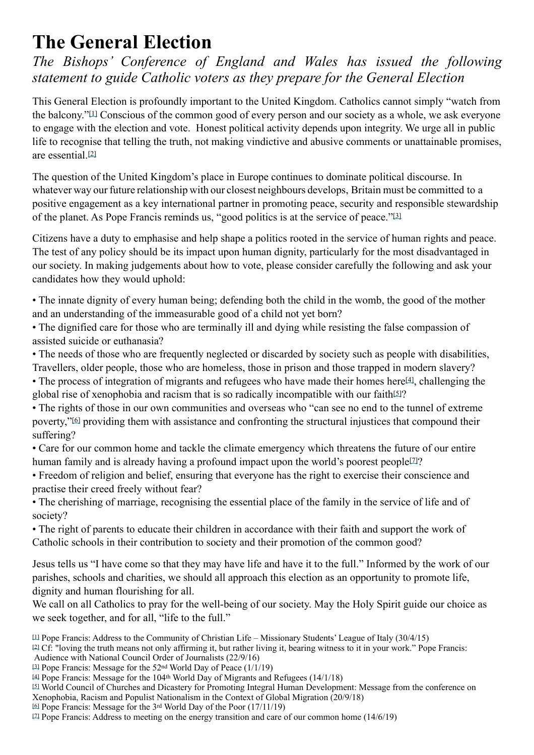# The General Election

*The Bishops' Conference of England and Wales has issued the following statement to guide Catholic voters as they prepare for the General Election*

This General Election is profoundly important to the United Kingdom. Catholics cannot simply "watch from the balcony."[1] Conscious of the common good of every person and our society as a whole, we ask everyone to engage with the election and vote. Honest political activity depends upon integrity. We urge all in public life to recognise that telling the truth, not making vindictive and abusive comments or unattainable promises, are essential.[2]

The question of the United Kingdom's place in Europe continues to dominate political discourse. In whatever way our future relationship with our closest neighbours develops, Britain must be committed to a positive engagement as a key international partner in promoting peace, security and responsible stewardship of the planet. As Pope Francis reminds us, "good politics is at the service of peace."[3]

Citizens have a duty to emphasise and help shape a politics rooted in the service of human rights and peace. The test of any policy should be its impact upon human dignity, particularly for the most disadvantaged in our society. In making judgements about how to vote, please consider carefully the following and ask your candidates how they would uphold:

- The innate dignity of every human being; defending both the child in the womb, the good of the mother and an understanding of the immeasurable good of a child not yet born?
- The dignified care for those who are terminally ill and dying while resisting the false compassion of assisted suicide or euthanasia?
- The needs of those who are frequently neglected or discarded by society such as people with disabilities, Travellers, older people, those who are homeless, those in prison and those trapped in modern slavery?
- The process of integration of migrants and refugees who have made their homes here[4], challenging the global rise of xenophobia and racism that is so radically incompatible with our faith[5]?
- The rights of those in our own communities and overseas who "can see no end to the tunnel of extreme poverty,"[6] providing them with assistance and confronting the structural injustices that compound their suffering?
- Care for our common home and tackle the climate emergency which threatens the future of our entire human family and is already having a profound impact upon the world's poorest people[7]?
- Freedom of religion and belief, ensuring that everyone has the right to exercise their conscience and practise their creed freely without fear?
- The cherishing of marriage, recognising the essential place of the family in the service of life and of society?
- The right of parents to educate their children in accordance with their faith and support the work of Catholic schools in their contribution to society and their promotion of the common good?

Jesus tells us "I have come so that they may have life and have it to the full." Informed by the work of our parishes, schools and charities, we should all approach this election as an opportunity to promote life, dignity and human flourishing for all.

We call on all Catholics to pray for the well-being of our society. May the Holy Spirit guide our choice as we seek together, and for all, "life to the full."

[1] Pope Francis: Address to the Community of Christian Life – Missionary Students' League of Italy (30/4/15)

[2] Cf: "loving the truth means not only affirming it, but rather living it, bearing witness to it in your work." Pope Francis: Audience with National Council Order of Journalists (22/9/16)

[3] Pope Francis: Message for the 52nd World Day of Peace (1/1/19)

[4] Pope Francis: Message for the 104th World Day of Migrants and Refugees (14/1/18)

[5] World Council of Churches and Dicastery for Promoting Integral Human Development: Message from the conference on Xenophobia, Racism and Populist Nationalism in the Context of Global Migration (20/9/18)

[6] Pope Francis: Message for the 3rd World Day of the Poor (17/11/19)

[7] Pope Francis: Address to meeting on the energy transition and care of our common home (14/6/19)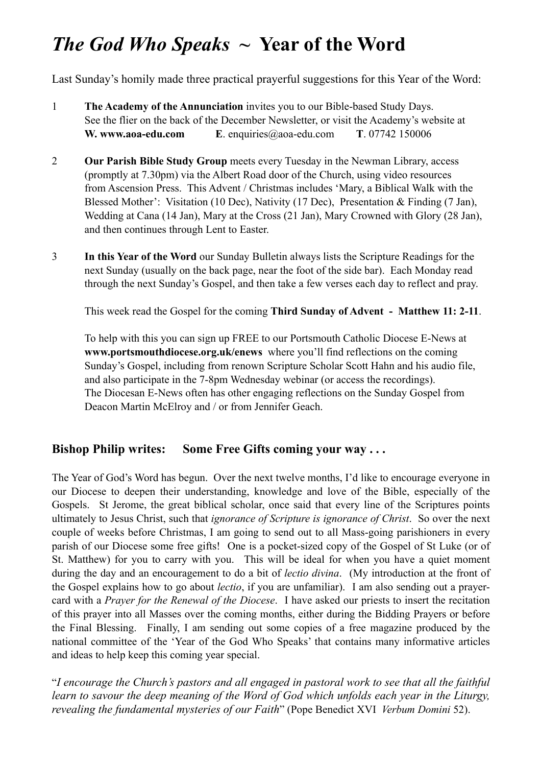# *The God Who Speaks* ~ Year of the Word

Last Sunday's homily made three practical prayerful suggestions for this Year of the Word:

1. **The Academy of the Annunciation** invites you to our Bible-based Study Days. See the flier on the back of the December Newsletter, or visit the Academy's website at **W. www.aoa-edu.com** **E**. enquiries@aoa-edu.com **T**. 07742 150006

2. **Our Parish Bible Study Group** meets every Tuesday in the Newman Library, access (promptly at 7.30pm) via the Albert Road door of the Church, using video resources from Ascension Press. This Advent / Christmas includes 'Mary, a Biblical Walk with the Blessed Mother': Visitation (10 Dec), Nativity (17 Dec), Presentation & Finding (7 Jan), Wedding at Cana (14 Jan), Mary at the Cross (21 Jan), Mary Crowned with Glory (28 Jan), and then continues through Lent to Easter.

3. **In this Year of the Word** our Sunday Bulletin always lists the Scripture Readings for the next Sunday (usually on the back page, near the foot of the side bar). Each Monday read through the next Sunday's Gospel, and then take a few verses each day to reflect and pray.

   This week read the Gospel for the coming **Third Sunday of Advent - Matthew 11: 2-11**.

   To help with this you can sign up FREE to our Portsmouth Catholic Diocese E-News at **www.portsmouthdiocese.org.uk/enews** where you'll find reflections on the coming Sunday's Gospel, including from renown Scripture Scholar Scott Hahn and his audio file, and also participate in the 7-8pm Wednesday webinar (or access the recordings). The Diocesan E-News often has other engaging reflections on the Sunday Gospel from Deacon Martin McElroy and / or from Jennifer Geach.

## Bishop Philip writes: Some Free Gifts coming your way . . .

The Year of God's Word has begun. Over the next twelve months, I'd like to encourage everyone in our Diocese to deepen their understanding, knowledge and love of the Bible, especially of the Gospels. St Jerome, the great biblical scholar, once said that every line of the Scriptures points ultimately to Jesus Christ, such that *ignorance of Scripture is ignorance of Christ*. So over the next couple of weeks before Christmas, I am going to send out to all Mass-going parishioners in every parish of our Diocese some free gifts! One is a pocket-sized copy of the Gospel of St Luke (or of St. Matthew) for you to carry with you. This will be ideal for when you have a quiet moment during the day and an encouragement to do a bit of *lectio divina*. (My introduction at the front of the Gospel explains how to go about *lectio*, if you are unfamiliar). I am also sending out a prayer-card with a *Prayer for the Renewal of the Diocese*. I have asked our priests to insert the recitation of this prayer into all Masses over the coming months, either during the Bidding Prayers or before the Final Blessing. Finally, I am sending out some copies of a free magazine produced by the national committee of the 'Year of the God Who Speaks' that contains many informative articles and ideas to help keep this coming year special.

"*I encourage the Church's pastors and all engaged in pastoral work to see that all the faithful learn to savour the deep meaning of the Word of God which unfolds each year in the Liturgy, revealing the fundamental mysteries of our Faith*" (Pope Benedict XVI *Verbum Domini* 52).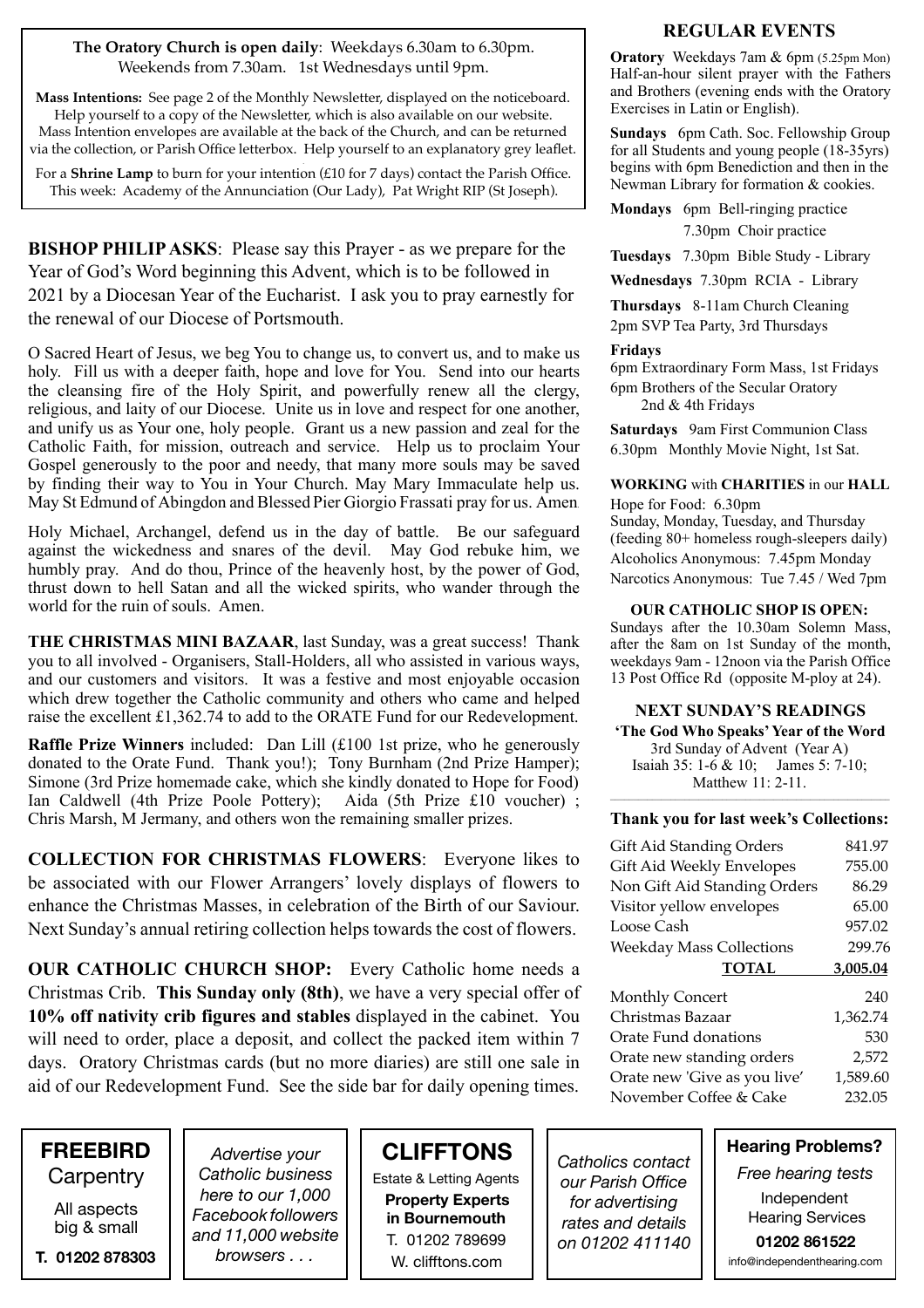**The Oratory Church is open daily**: Weekdays 6.30am to 6.30pm. Weekends from 7.30am. 1st Wednesdays until 9pm.

**Mass Intentions:** See page 2 of the Monthly Newsletter, displayed on the noticeboard. Help yourself to a copy of the Newsletter, which is also available on our website. Mass Intention envelopes are available at the back of the Church, and can be returned via the collection, or Parish Office letterbox. Help yourself to an explanatory grey leaflet.

For a **Shrine Lamp** to burn for your intention (£10 for 7 days) contact the Parish Office. This week: Academy of the Annunciation (Our Lady), Pat Wright RIP (St Joseph).

**BISHOP PHILIP ASKS**: Please say this Prayer - as we prepare for the Year of God's Word beginning this Advent, which is to be followed in 2021 by a Diocesan Year of the Eucharist. I ask you to pray earnestly for the renewal of our Diocese of Portsmouth.

O Sacred Heart of Jesus, we beg You to change us, to convert us, and to make us holy. Fill us with a deeper faith, hope and love for You. Send into our hearts the cleansing fire of the Holy Spirit, and powerfully renew all the clergy, religious, and laity of our Diocese. Unite us in love and respect for one another, and unify us as Your one, holy people. Grant us a new passion and zeal for the Catholic Faith, for mission, outreach and service. Help us to proclaim Your Gospel generously to the poor and needy, that many more souls may be saved by finding their way to You in Your Church. May Mary Immaculate help us. May St Edmund of Abingdon and Blessed Pier Giorgio Frassati pray for us. Amen.

Holy Michael, Archangel, defend us in the day of battle. Be our safeguard against the wickedness and snares of the devil. May God rebuke him, we humbly pray. And do thou, Prince of the heavenly host, by the power of God, thrust down to hell Satan and all the wicked spirits, who wander through the world for the ruin of souls. Amen.

**THE CHRISTMAS MINI BAZAAR**, last Sunday, was a great success! Thank you to all involved - Organisers, Stall-Holders, all who assisted in various ways, and our customers and visitors. It was a festive and most enjoyable occasion which drew together the Catholic community and others who came and helped raise the excellent £1,362.74 to add to the ORATE Fund for our Redevelopment.

**Raffle Prize Winners** included: Dan Lill (£100 1st prize, who he generously donated to the Orate Fund. Thank you!); Tony Burnham (2nd Prize Hamper); Simone (3rd Prize homemade cake, which she kindly donated to Hope for Food) Ian Caldwell (4th Prize Poole Pottery); Aida (5th Prize £10 voucher) ; Chris Marsh, M Jermany, and others won the remaining smaller prizes.

**COLLECTION FOR CHRISTMAS FLOWERS**: Everyone likes to be associated with our Flower Arrangers' lovely displays of flowers to enhance the Christmas Masses, in celebration of the Birth of our Saviour. Next Sunday's annual retiring collection helps towards the cost of flowers.

**OUR CATHOLIC CHURCH SHOP:** Every Catholic home needs a Christmas Crib. **This Sunday only (8th)**, we have a very special offer of **10% off nativity crib figures and stables** displayed in the cabinet. You will need to order, place a deposit, and collect the packed item within 7 days. Oratory Christmas cards (but no more diaries) are still one sale in aid of our Redevelopment Fund. See the side bar for daily opening times.

## REGULAR EVENTS

**Oratory** Weekdays 7am & 6pm (5.25pm Mon) Half-an-hour silent prayer with the Fathers and Brothers (evening ends with the Oratory Exercises in Latin or English).

**Sundays** 6pm Cath. Soc. Fellowship Group for all Students and young people (18-35yrs) begins with 6pm Benediction and then in the Newman Library for formation & cookies.

**Mondays** 6pm Bell-ringing practice
7.30pm Choir practice

**Tuesdays** 7.30pm Bible Study - Library

**Wednesdays** 7.30pm RCIA - Library

**Thursdays** 8-11am Church Cleaning
2pm SVP Tea Party, 3rd Thursdays

**Fridays**
6pm Extraordinary Form Mass, 1st Fridays
6pm Brothers of the Secular Oratory 2nd & 4th Fridays

**Saturdays** 9am First Communion Class
6.30pm Monthly Movie Night, 1st Sat.

**WORKING** with **CHARITIES** in our **HALL**
Hope for Food: 6.30pm
Sunday, Monday, Tuesday, and Thursday (feeding 80+ homeless rough-sleepers daily)
Alcoholics Anonymous: 7.45pm Monday
Narcotics Anonymous: Tue 7.45 / Wed 7pm

**OUR CATHOLIC SHOP IS OPEN:**
Sundays after the 10.30am Solemn Mass, after the 8am on 1st Sunday of the month, weekdays 9am - 12noon via the Parish Office 13 Post Office Rd (opposite M-ploy at 24).

**NEXT SUNDAY'S READINGS**
**'The God Who Speaks' Year of the Word**
3rd Sunday of Advent (Year A)
Isaiah 35: 1-6 & 10; James 5: 7-10; Matthew 11: 2-11.

**Thank you for last week's Collections:**

| | |
|---|---|
| Gift Aid Standing Orders | 841.97 |
| Gift Aid Weekly Envelopes | 755.00 |
| Non Gift Aid Standing Orders | 86.29 |
| Visitor yellow envelopes | 65.00 |
| Loose Cash | 957.02 |
| Weekday Mass Collections | 299.76 |
| **TOTAL** | **3,005.04** |
| Monthly Concert | 240 |
| Christmas Bazaar | 1,362.74 |
| Orate Fund donations | 530 |
| Orate new standing orders | 2,572 |
| Orate new 'Give as you live' | 1,589.60 |
| November Coffee & Cake | 232.05 |

**FREEBIRD** Carpentry
All aspects big & small
**T. 01202 878303**

*Advertise your Catholic business here to our 1,000 Facebook followers and 11,000 website browsers . . .*

**CLIFFTONS**
Estate & Letting Agents
**Property Experts in Bournemouth**
T. 01202 789699
W. clifftons.com

*Catholics contact our Parish Office for advertising rates and details on 01202 411140*

**Hearing Problems?**
*Free hearing tests*
Independent Hearing Services
**01202 861522**
info@independenthearing.com